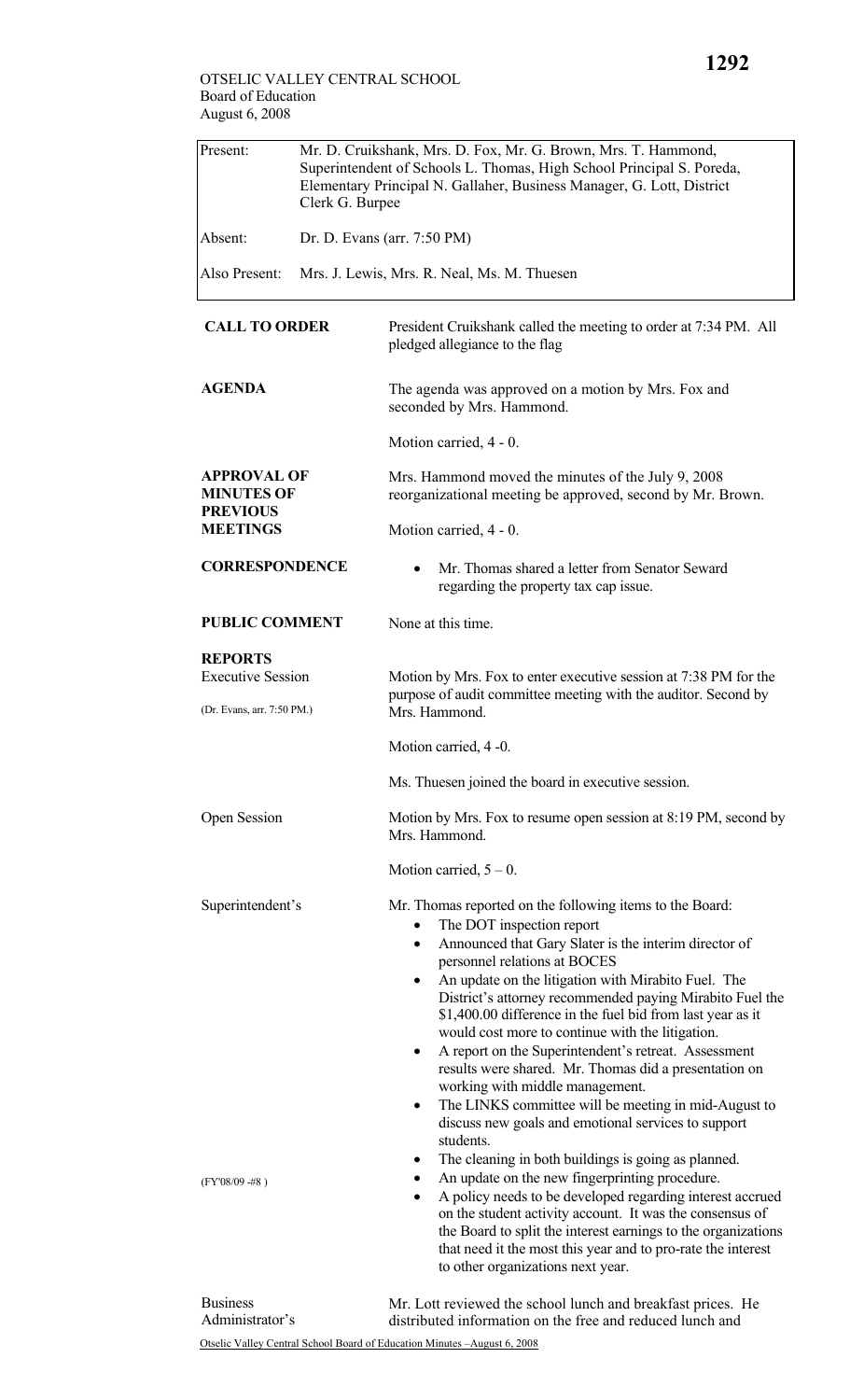OTSELIC VALLEY CENTRAL SCHOOL
Board of Education
August 6, 2008

| | |
|---|---|
| Present: | Mr. D. Cruikshank, Mrs. D. Fox, Mr. G. Brown, Mrs. T. Hammond, Superintendent of Schools L. Thomas, High School Principal S. Poreda, Elementary Principal N. Gallaher, Business Manager, G. Lott, District Clerk G. Burpee |
| Absent: | Dr. D. Evans (arr. 7:50 PM) |
| Also Present: | Mrs. J. Lewis, Mrs. R. Neal, Ms. M. Thuesen |

**CALL TO ORDER**

President Cruikshank called the meeting to order at 7:34 PM. All pledged allegiance to the flag

**AGENDA**

The agenda was approved on a motion by Mrs. Fox and seconded by Mrs. Hammond.

Motion carried, 4 - 0.

**APPROVAL OF MINUTES OF PREVIOUS MEETINGS**

Mrs. Hammond moved the minutes of the July 9, 2008 reorganizational meeting be approved, second by Mr. Brown.

Motion carried, 4 - 0.

**CORRESPONDENCE**

- Mr. Thomas shared a letter from Senator Seward regarding the property tax cap issue.

**PUBLIC COMMENT**

None at this time.

**REPORTS**

Executive Session

(Dr. Evans, arr. 7:50 PM.)

Motion by Mrs. Fox to enter executive session at 7:38 PM for the purpose of audit committee meeting with the auditor. Second by Mrs. Hammond.

Motion carried, 4 -0.

Ms. Thuesen joined the board in executive session.

Open Session

Motion by Mrs. Fox to resume open session at 8:19 PM, second by Mrs. Hammond.

Motion carried, 5 – 0.

Superintendent's

Mr. Thomas reported on the following items to the Board:

- The DOT inspection report
- Announced that Gary Slater is the interim director of personnel relations at BOCES
- An update on the litigation with Mirabito Fuel. The District's attorney recommended paying Mirabito Fuel the $1,400.00 difference in the fuel bid from last year as it would cost more to continue with the litigation.
- A report on the Superintendent's retreat. Assessment results were shared. Mr. Thomas did a presentation on working with middle management.
- The LINKS committee will be meeting in mid-August to discuss new goals and emotional services to support students.
- The cleaning in both buildings is going as planned.
- An update on the new fingerprinting procedure.
- A policy needs to be developed regarding interest accrued on the student activity account. It was the consensus of the Board to split the interest earnings to the organizations that need it the most this year and to pro-rate the interest to other organizations next year.

(FY'08/09 -#8 )

Business Administrator's

Mr. Lott reviewed the school lunch and breakfast prices. He distributed information on the free and reduced lunch and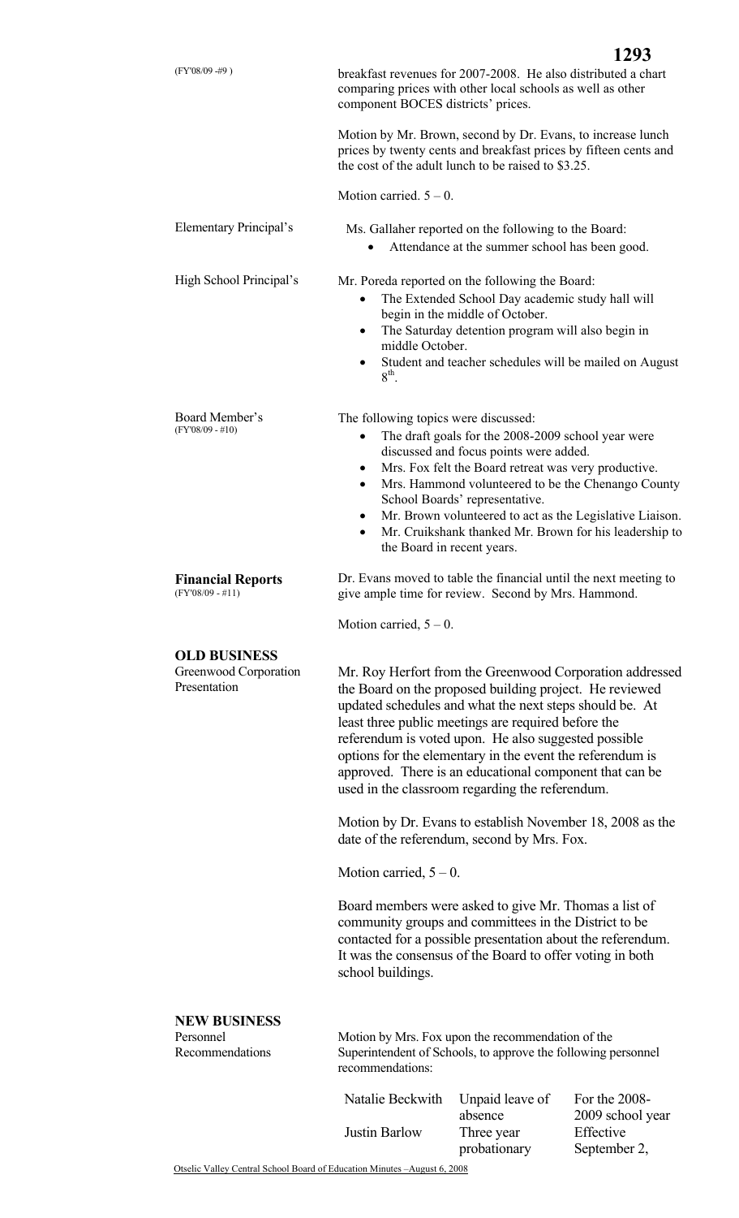(FY'08/09 -#9 )

breakfast revenues for 2007-2008. He also distributed a chart comparing prices with other local schools as well as other component BOCES districts' prices.

Motion by Mr. Brown, second by Dr. Evans, to increase lunch prices by twenty cents and breakfast prices by fifteen cents and the cost of the adult lunch to be raised to $3.25.

Motion carried. 5 – 0.

Elementary Principal's

Ms. Gallaher reported on the following to the Board:

- Attendance at the summer school has been good.

High School Principal's

Mr. Poreda reported on the following the Board:

- The Extended School Day academic study hall will begin in the middle of October.
- The Saturday detention program will also begin in middle October.
- Student and teacher schedules will be mailed on August 8th.

Board Member's
(FY'08/09 - #10)

The following topics were discussed:

- The draft goals for the 2008-2009 school year were discussed and focus points were added.
- Mrs. Fox felt the Board retreat was very productive.
- Mrs. Hammond volunteered to be the Chenango County School Boards' representative.
- Mr. Brown volunteered to act as the Legislative Liaison.
- Mr. Cruikshank thanked Mr. Brown for his leadership to the Board in recent years.

**Financial Reports**
(FY'08/09 - #11)

Dr. Evans moved to table the financial until the next meeting to give ample time for review. Second by Mrs. Hammond.

Motion carried, 5 – 0.

## OLD BUSINESS

Greenwood Corporation Presentation

Mr. Roy Herfort from the Greenwood Corporation addressed the Board on the proposed building project. He reviewed updated schedules and what the next steps should be. At least three public meetings are required before the referendum is voted upon. He also suggested possible options for the elementary in the event the referendum is approved. There is an educational component that can be used in the classroom regarding the referendum.

Motion by Dr. Evans to establish November 18, 2008 as the date of the referendum, second by Mrs. Fox.

Motion carried, 5 – 0.

Board members were asked to give Mr. Thomas a list of community groups and committees in the District to be contacted for a possible presentation about the referendum. It was the consensus of the Board to offer voting in both school buildings.

## NEW BUSINESS

Personnel Recommendations

Motion by Mrs. Fox upon the recommendation of the Superintendent of Schools, to approve the following personnel recommendations:

| | | |
|---|---|---|
| Natalie Beckwith | Unpaid leave of absence | For the 2008-2009 school year |
| Justin Barlow | Three year probationary | Effective September 2, |

Otselic Valley Central School Board of Education Minutes –August 6, 2008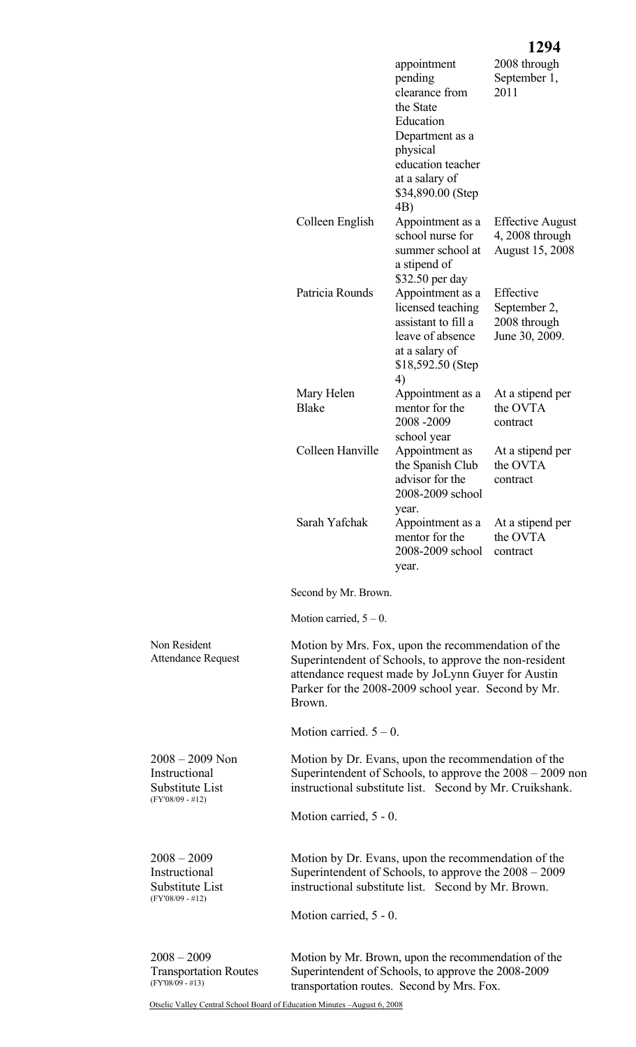| | | |
|---|---|---|
| | appointment pending clearance from the State Education Department as a physical education teacher at a salary of $34,890.00 (Step 4B) | 2008 through September 1, 2011 |
| Colleen English | Appointment as a school nurse for summer school at a stipend of $32.50 per day | Effective August 4, 2008 through August 15, 2008 |
| Patricia Rounds | Appointment as a licensed teaching assistant to fill a leave of absence at a salary of $18,592.50 (Step 4) | Effective September 2, 2008 through June 30, 2009. |
| Mary Helen Blake | Appointment as a mentor for the 2008 -2009 school year | At a stipend per the OVTA contract |
| Colleen Hanville | Appointment as the Spanish Club advisor for the 2008-2009 school year. | At a stipend per the OVTA contract |
| Sarah Yafchak | Appointment as a mentor for the 2008-2009 school year. | At a stipend per the OVTA contract |

Second by Mr. Brown.

Motion carried, 5 – 0.

**Non Resident Attendance Request**

Motion by Mrs. Fox, upon the recommendation of the Superintendent of Schools, to approve the non-resident attendance request made by JoLynn Guyer for Austin Parker for the 2008-2009 school year. Second by Mr. Brown.

Motion carried. 5 – 0.

**2008 – 2009 Non Instructional Substitute List** (FY'08/09 - #12)

Motion by Dr. Evans, upon the recommendation of the Superintendent of Schools, to approve the 2008 – 2009 non instructional substitute list. Second by Mr. Cruikshank.

Motion carried, 5 - 0.

**2008 – 2009 Instructional Substitute List** (FY'08/09 - #12)

Motion by Dr. Evans, upon the recommendation of the Superintendent of Schools, to approve the 2008 – 2009 instructional substitute list. Second by Mr. Brown.

Motion carried, 5 - 0.

**2008 – 2009 Transportation Routes** (FY'08/09 - #13)

Motion by Mr. Brown, upon the recommendation of the Superintendent of Schools, to approve the 2008-2009 transportation routes. Second by Mrs. Fox.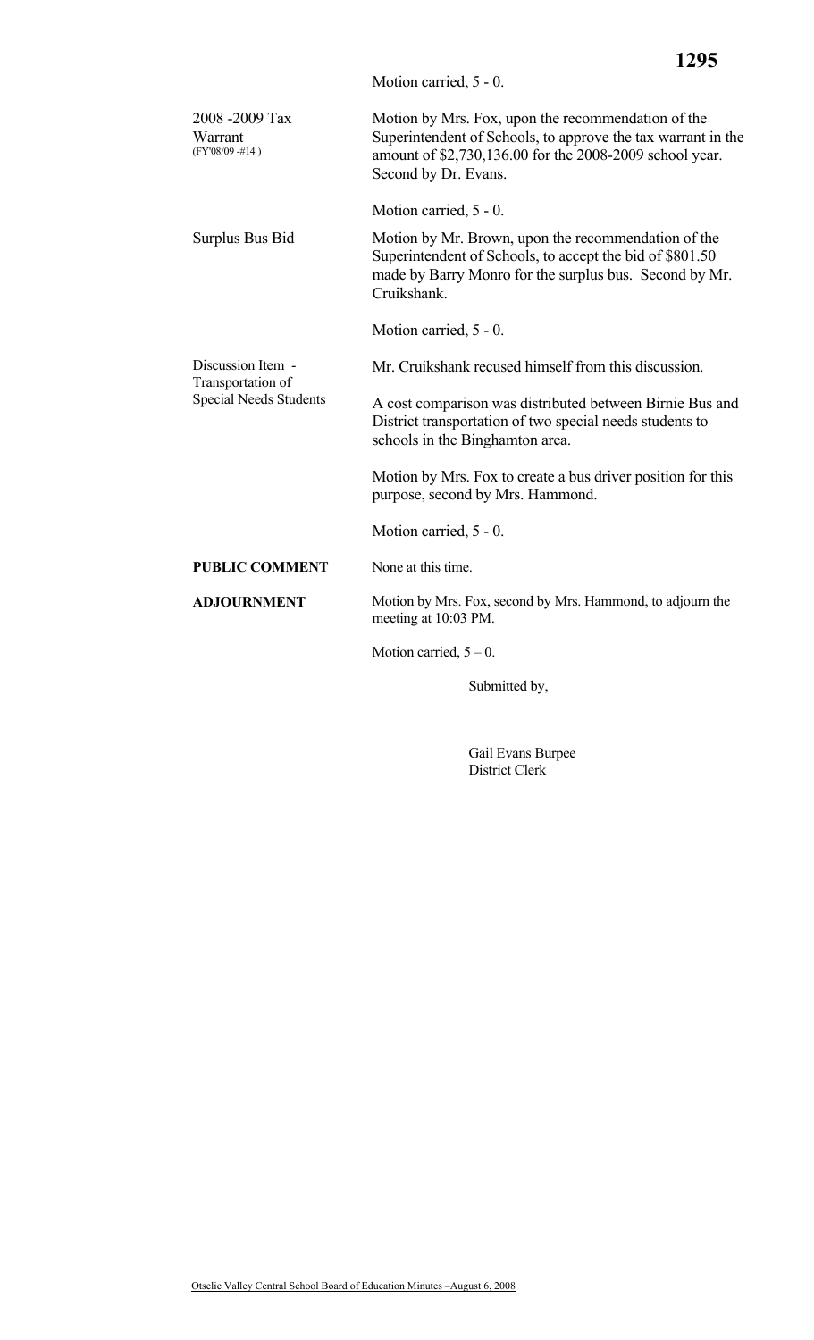Motion carried, 5 - 0.

| | |
|---|---|
| 2008 -2009 Tax Warrant (FY'08/09 -#14 ) | Motion by Mrs. Fox, upon the recommendation of the Superintendent of Schools, to approve the tax warrant in the amount of $2,730,136.00 for the 2008-2009 school year. Second by Dr. Evans. |
| | Motion carried, 5 - 0. |
| Surplus Bus Bid | Motion by Mr. Brown, upon the recommendation of the Superintendent of Schools, to accept the bid of $801.50 made by Barry Monro for the surplus bus. Second by Mr. Cruikshank. |
| | Motion carried, 5 - 0. |
| Discussion Item - Transportation of Special Needs Students | Mr. Cruikshank recused himself from this discussion. |
| | A cost comparison was distributed between Birnie Bus and District transportation of two special needs students to schools in the Binghamton area. |
| | Motion by Mrs. Fox to create a bus driver position for this purpose, second by Mrs. Hammond. |
| | Motion carried, 5 - 0. |
| **PUBLIC COMMENT** | None at this time. |
| **ADJOURNMENT** | Motion by Mrs. Fox, second by Mrs. Hammond, to adjourn the meeting at 10:03 PM. |
| | Motion carried, 5 – 0. |

Submitted by,

Gail Evans Burpee
District Clerk